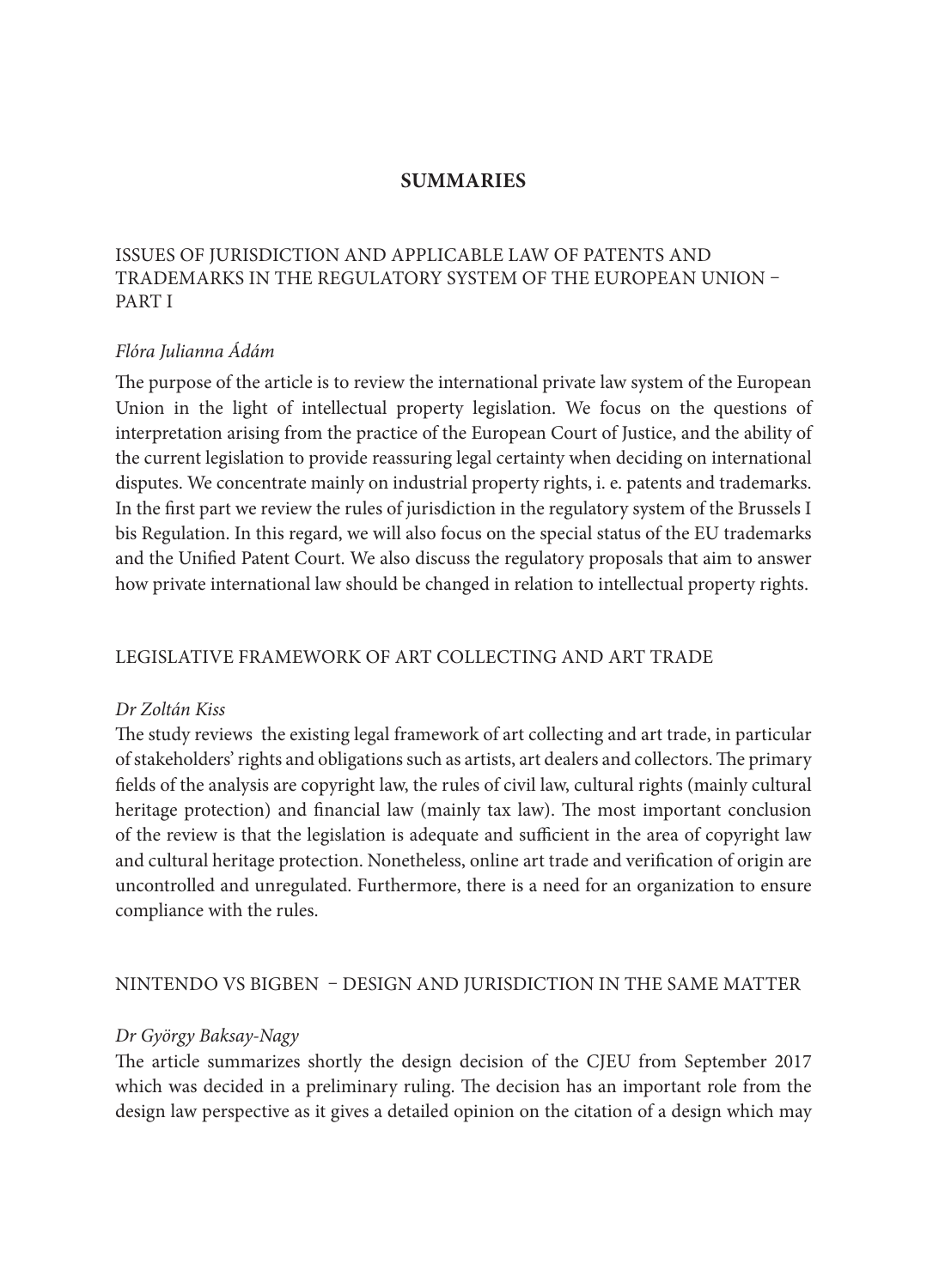# SUMMARIES

## ISSUES OF JURISDICTION AND APPLICABLE LAW OF PATENTS AND TRADEMARKS IN THE REGULATORY SYSTEM OF THE EUROPEAN UNION – PART I

*Flóra Julianna Ádám*

The purpose of the article is to review the international private law system of the European Union in the light of intellectual property legislation. We focus on the questions of interpretation arising from the practice of the European Court of Justice, and the ability of the current legislation to provide reassuring legal certainty when deciding on international disputes. We concentrate mainly on industrial property rights, i. e. patents and trademarks. In the first part we review the rules of jurisdiction in the regulatory system of the Brussels I bis Regulation. In this regard, we will also focus on the special status of the EU trademarks and the Unified Patent Court. We also discuss the regulatory proposals that aim to answer how private international law should be changed in relation to intellectual property rights.

## LEGISLATIVE FRAMEWORK OF ART COLLECTING AND ART TRADE

*Dr Zoltán Kiss*

The study reviews the existing legal framework of art collecting and art trade, in particular of stakeholders' rights and obligations such as artists, art dealers and collectors. The primary fields of the analysis are copyright law, the rules of civil law, cultural rights (mainly cultural heritage protection) and financial law (mainly tax law). The most important conclusion of the review is that the legislation is adequate and sufficient in the area of copyright law and cultural heritage protection. Nonetheless, online art trade and verification of origin are uncontrolled and unregulated. Furthermore, there is a need for an organization to ensure compliance with the rules.

## NINTENDO VS BIGBEN – DESIGN AND JURISDICTION IN THE SAME MATTER

*Dr György Baksay-Nagy*

The article summarizes shortly the design decision of the CJEU from September 2017 which was decided in a preliminary ruling. The decision has an important role from the design law perspective as it gives a detailed opinion on the citation of a design which may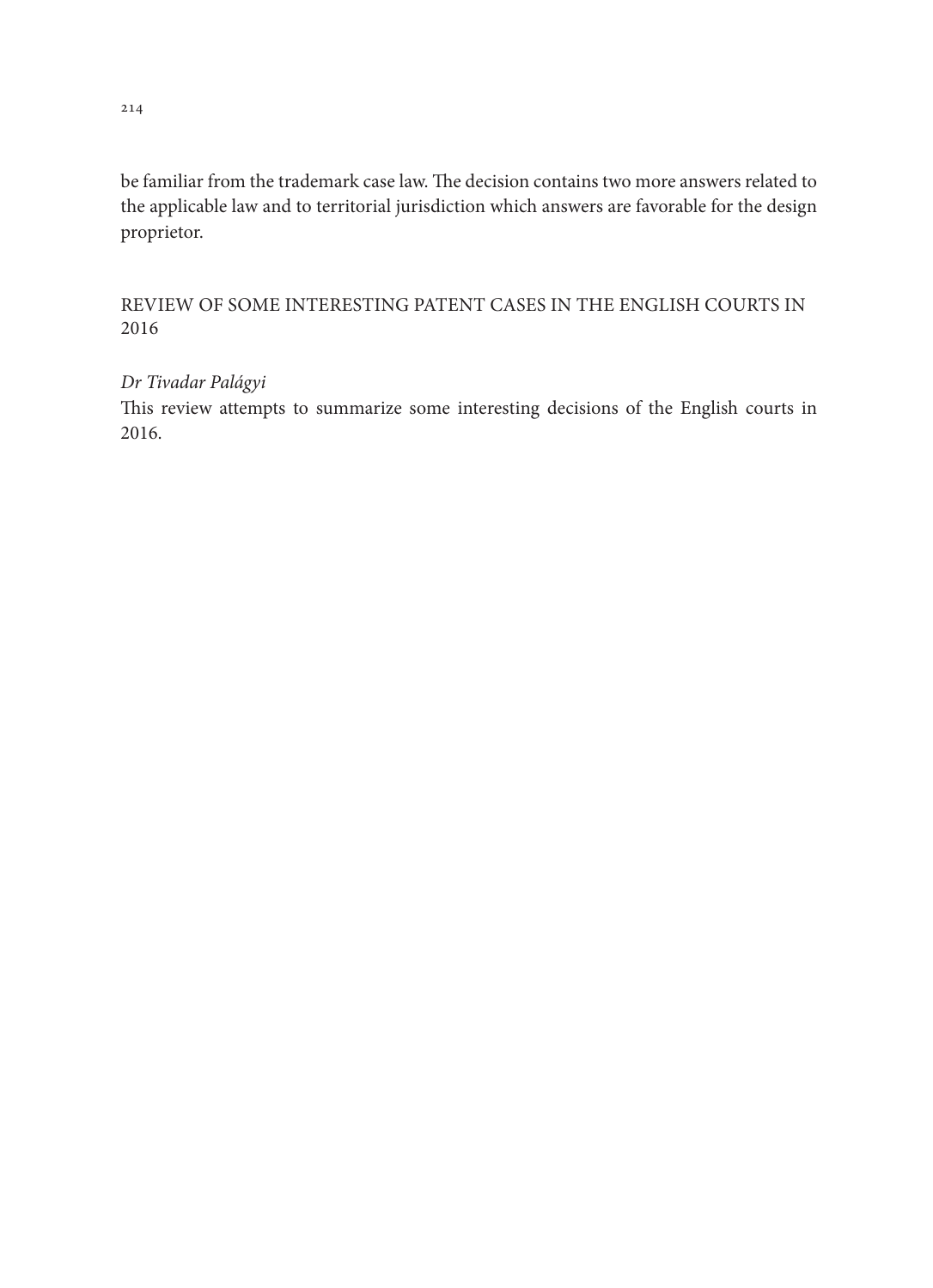be familiar from the trademark case law. The decision contains two more answers related to the applicable law and to territorial jurisdiction which answers are favorable for the design proprietor.

## REVIEW OF SOME INTERESTING PATENT CASES IN THE ENGLISH COURTS IN 2016

*Dr Tivadar Palágyi*

This review attempts to summarize some interesting decisions of the English courts in 2016.